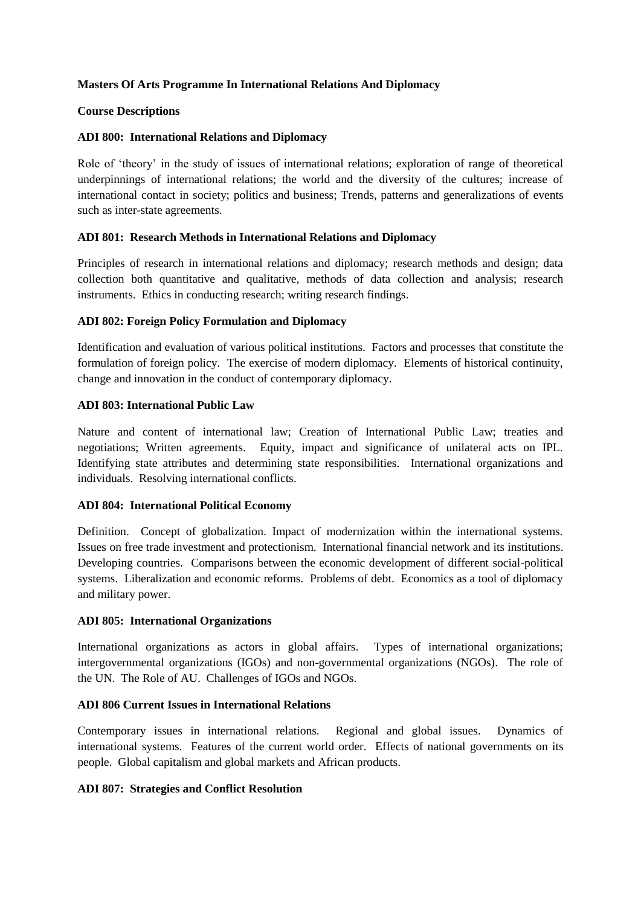**Masters Of Arts Programme In International Relations And Diplomacy**

**Course Descriptions**

**ADI 800: International Relations and Diplomacy**

Role of 'theory' in the study of issues of international relations; exploration of range of theoretical underpinnings of international relations; the world and the diversity of the cultures; increase of international contact in society; politics and business; Trends, patterns and generalizations of events such as inter-state agreements.

**ADI 801: Research Methods in International Relations and Diplomacy**

Principles of research in international relations and diplomacy; research methods and design; data collection both quantitative and qualitative, methods of data collection and analysis; research instruments. Ethics in conducting research; writing research findings.

**ADI 802: Foreign Policy Formulation and Diplomacy**

Identification and evaluation of various political institutions. Factors and processes that constitute the formulation of foreign policy. The exercise of modern diplomacy. Elements of historical continuity, change and innovation in the conduct of contemporary diplomacy.

**ADI 803: International Public Law**

Nature and content of international law; Creation of International Public Law; treaties and negotiations; Written agreements. Equity, impact and significance of unilateral acts on IPL. Identifying state attributes and determining state responsibilities. International organizations and individuals. Resolving international conflicts.

**ADI 804: International Political Economy**

Definition. Concept of globalization. Impact of modernization within the international systems. Issues on free trade investment and protectionism. International financial network and its institutions. Developing countries. Comparisons between the economic development of different social-political systems. Liberalization and economic reforms. Problems of debt. Economics as a tool of diplomacy and military power.

**ADI 805: International Organizations**

International organizations as actors in global affairs. Types of international organizations; intergovernmental organizations (IGOs) and non-governmental organizations (NGOs). The role of the UN. The Role of AU. Challenges of IGOs and NGOs.

**ADI 806 Current Issues in International Relations**

Contemporary issues in international relations. Regional and global issues. Dynamics of international systems. Features of the current world order. Effects of national governments on its people. Global capitalism and global markets and African products.

**ADI 807: Strategies and Conflict Resolution**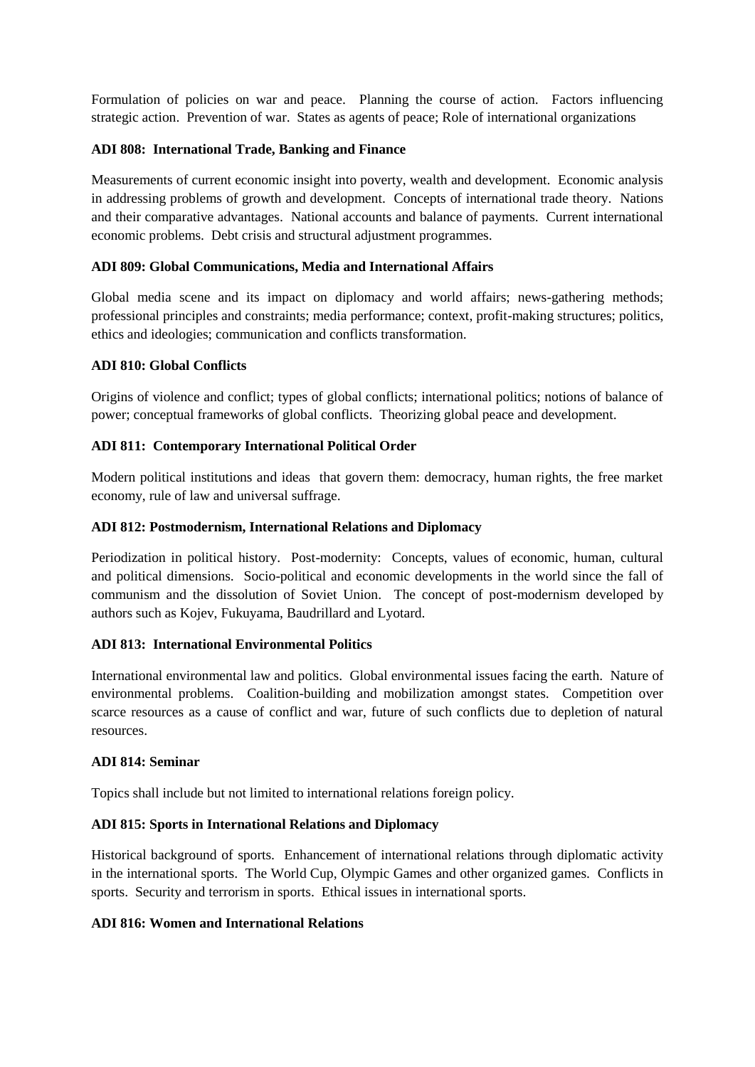Formulation of policies on war and peace. Planning the course of action. Factors influencing strategic action. Prevention of war. States as agents of peace; Role of international organizations

**ADI 808: International Trade, Banking and Finance**

Measurements of current economic insight into poverty, wealth and development. Economic analysis in addressing problems of growth and development. Concepts of international trade theory. Nations and their comparative advantages. National accounts and balance of payments. Current international economic problems. Debt crisis and structural adjustment programmes.

**ADI 809: Global Communications, Media and International Affairs**

Global media scene and its impact on diplomacy and world affairs; news-gathering methods; professional principles and constraints; media performance; context, profit-making structures; politics, ethics and ideologies; communication and conflicts transformation.

**ADI 810: Global Conflicts**

Origins of violence and conflict; types of global conflicts; international politics; notions of balance of power; conceptual frameworks of global conflicts. Theorizing global peace and development.

**ADI 811: Contemporary International Political Order**

Modern political institutions and ideas that govern them: democracy, human rights, the free market economy, rule of law and universal suffrage.

**ADI 812: Postmodernism, International Relations and Diplomacy**

Periodization in political history. Post-modernity: Concepts, values of economic, human, cultural and political dimensions. Socio-political and economic developments in the world since the fall of communism and the dissolution of Soviet Union. The concept of post-modernism developed by authors such as Kojev, Fukuyama, Baudrillard and Lyotard.

**ADI 813: International Environmental Politics**

International environmental law and politics. Global environmental issues facing the earth. Nature of environmental problems. Coalition-building and mobilization amongst states. Competition over scarce resources as a cause of conflict and war, future of such conflicts due to depletion of natural resources.

**ADI 814: Seminar**

Topics shall include but not limited to international relations foreign policy.

**ADI 815: Sports in International Relations and Diplomacy**

Historical background of sports. Enhancement of international relations through diplomatic activity in the international sports. The World Cup, Olympic Games and other organized games. Conflicts in sports. Security and terrorism in sports. Ethical issues in international sports.

**ADI 816: Women and International Relations**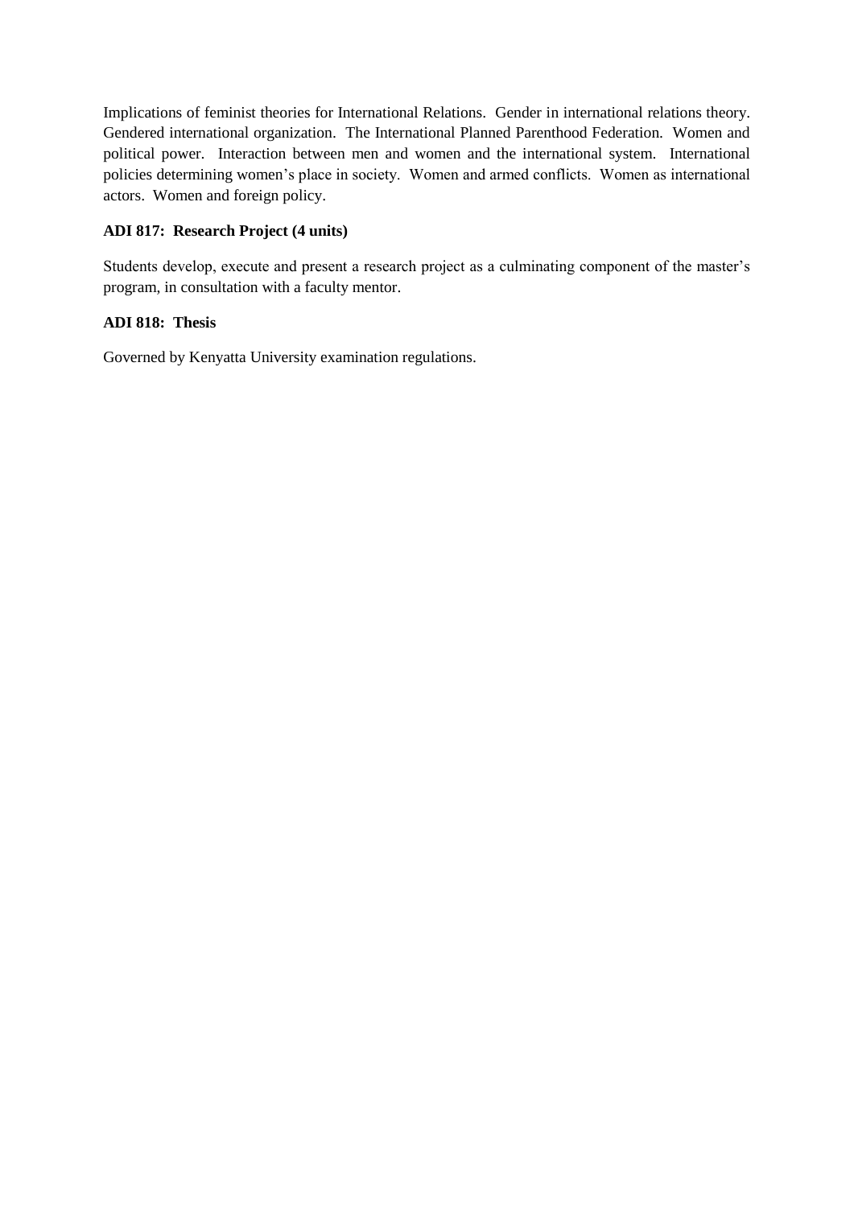Implications of feminist theories for International Relations. Gender in international relations theory. Gendered international organization. The International Planned Parenthood Federation. Women and political power. Interaction between men and women and the international system. International policies determining women's place in society. Women and armed conflicts. Women as international actors. Women and foreign policy.

**ADI 817: Research Project (4 units)**

Students develop, execute and present a research project as a culminating component of the master's program, in consultation with a faculty mentor.

**ADI 818: Thesis**

Governed by Kenyatta University examination regulations.